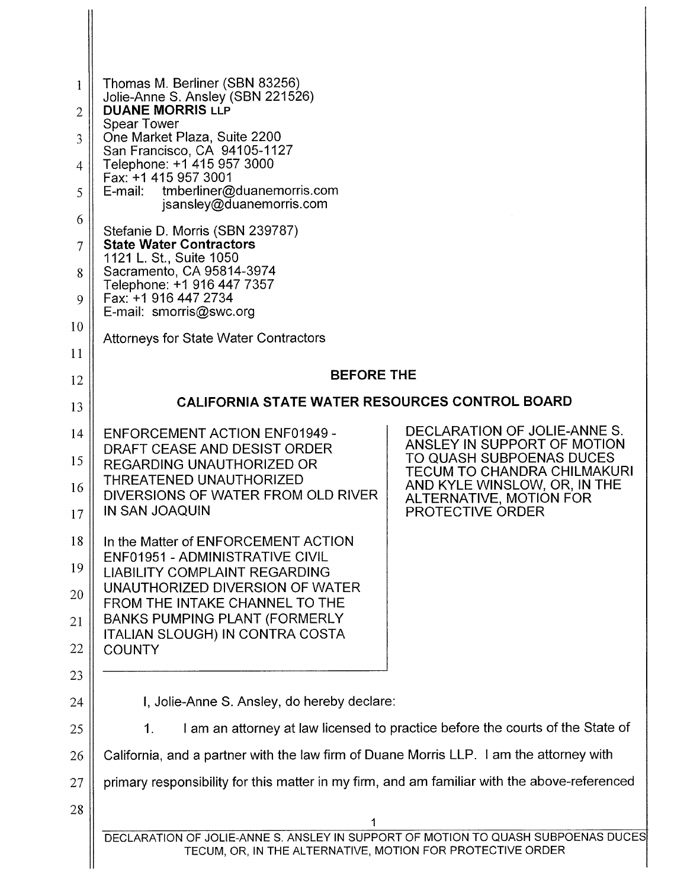Thomas M. Berliner (SBN 83256)
Jolie-Anne S. Ansley (SBN 221526)
**DUANE MORRIS LLP**
Spear Tower
One Market Plaza, Suite 2200
San Francisco, CA 94105-1127
Telephone: +1 415 957 3000
Fax: +1 415 957 3001
E-mail: tmberliner@duanemorris.com
jsansley@duanemorris.com

Stefanie D. Morris (SBN 239787)
**State Water Contractors**
1121 L. St., Suite 1050
Sacramento, CA 95814-3974
Telephone: +1 916 447 7357
Fax: +1 916 447 2734
E-mail: smorris@swc.org

Attorneys for State Water Contractors

**BEFORE THE**

**CALIFORNIA STATE WATER RESOURCES CONTROL BOARD**

ENFORCEMENT ACTION ENF01949 - DRAFT CEASE AND DESIST ORDER REGARDING UNAUTHORIZED OR THREATENED UNAUTHORIZED DIVERSIONS OF WATER FROM OLD RIVER IN SAN JOAQUIN

In the Matter of ENFORCEMENT ACTION ENF01951 - ADMINISTRATIVE CIVIL LIABILITY COMPLAINT REGARDING UNAUTHORIZED DIVERSION OF WATER FROM THE INTAKE CHANNEL TO THE BANKS PUMPING PLANT (FORMERLY ITALIAN SLOUGH) IN CONTRA COSTA COUNTY

DECLARATION OF JOLIE-ANNE S. ANSLEY IN SUPPORT OF MOTION TO QUASH SUBPOENAS DUCES TECUM TO CHANDRA CHILMAKURI AND KYLE WINSLOW, OR, IN THE ALTERNATIVE, MOTION FOR PROTECTIVE ORDER

I, Jolie-Anne S. Ansley, do hereby declare:

1. I am an attorney at law licensed to practice before the courts of the State of California, and a partner with the law firm of Duane Morris LLP. I am the attorney with primary responsibility for this matter in my firm, and am familiar with the above-referenced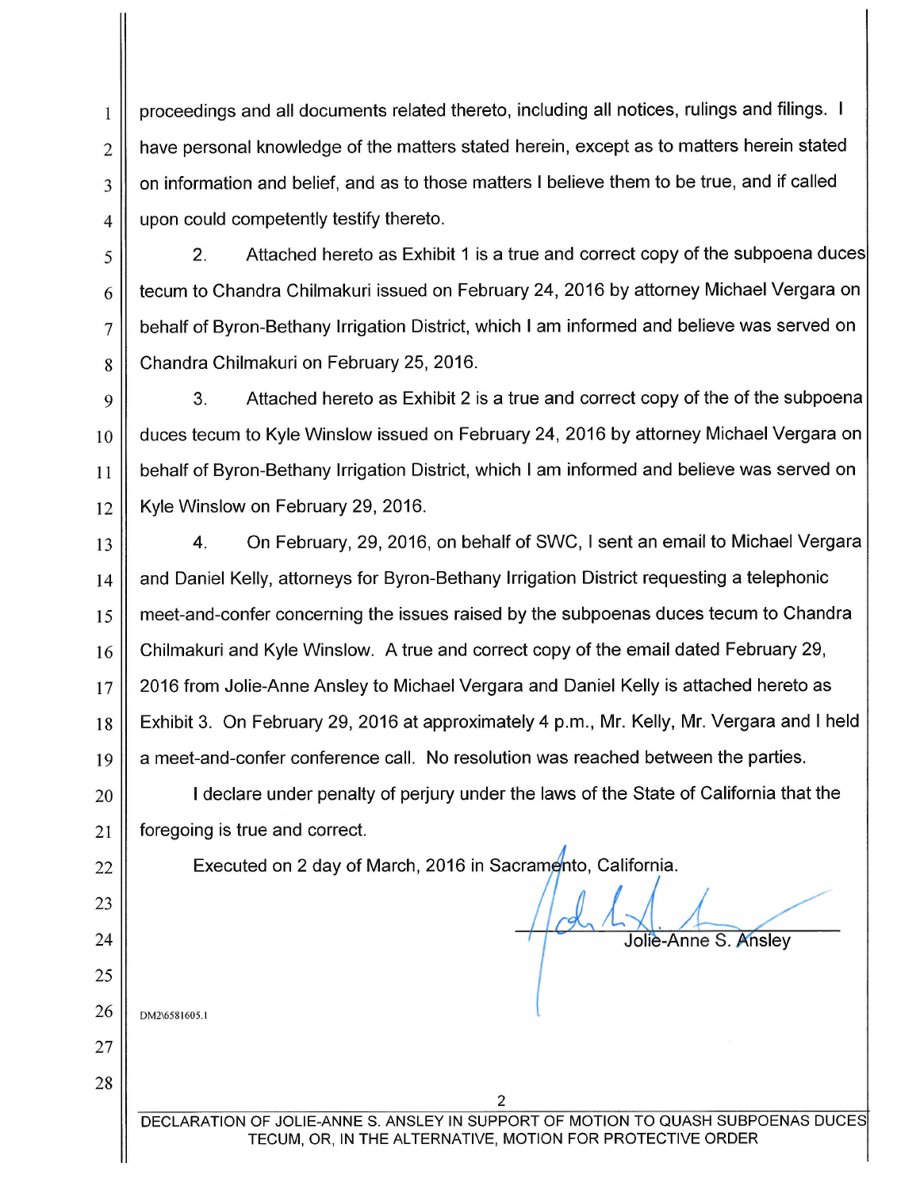proceedings and all documents related thereto, including all notices, rulings and filings. I have personal knowledge of the matters stated herein, except as to matters herein stated on information and belief, and as to those matters I believe them to be true, and if called upon could competently testify thereto.

2. Attached hereto as Exhibit 1 is a true and correct copy of the subpoena duces tecum to Chandra Chilmakuri issued on February 24, 2016 by attorney Michael Vergara on behalf of Byron-Bethany Irrigation District, which I am informed and believe was served on Chandra Chilmakuri on February 25, 2016.

3. Attached hereto as Exhibit 2 is a true and correct copy of the of the subpoena duces tecum to Kyle Winslow issued on February 24, 2016 by attorney Michael Vergara on behalf of Byron-Bethany Irrigation District, which I am informed and believe was served on Kyle Winslow on February 29, 2016.

4. On February, 29, 2016, on behalf of SWC, I sent an email to Michael Vergara and Daniel Kelly, attorneys for Byron-Bethany Irrigation District requesting a telephonic meet-and-confer concerning the issues raised by the subpoenas duces tecum to Chandra Chilmakuri and Kyle Winslow. A true and correct copy of the email dated February 29, 2016 from Jolie-Anne Ansley to Michael Vergara and Daniel Kelly is attached hereto as Exhibit 3. On February 29, 2016 at approximately 4 p.m., Mr. Kelly, Mr. Vergara and I held a meet-and-confer conference call. No resolution was reached between the parties.

I declare under penalty of perjury under the laws of the State of California that the foregoing is true and correct.

Executed on 2 day of March, 2016 in Sacramento, California.

Jolie-Anne S. Ansley

DM2\6581605.1

DECLARATION OF JOLIE-ANNE S. ANSLEY IN SUPPORT OF MOTION TO QUASH SUBPOENAS DUCES TECUM, OR, IN THE ALTERNATIVE, MOTION FOR PROTECTIVE ORDER